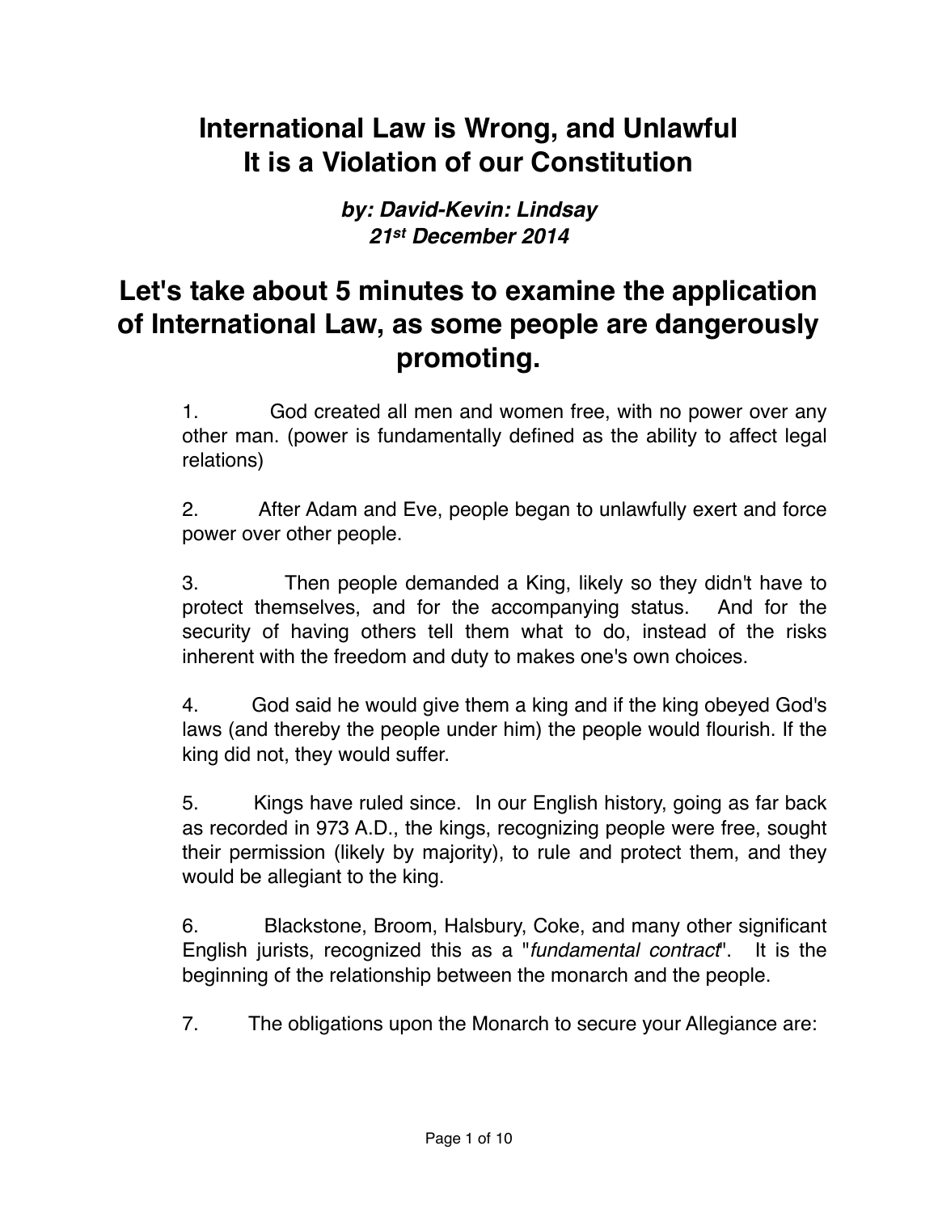# International Law is Wrong, and Unlawful
# It is a Violation of our Constitution

***by: David-Kevin: Lindsay***
***21st December 2014***

## Let's take about 5 minutes to examine the application of International Law, as some people are dangerously promoting.

1. God created all men and women free, with no power over any other man. (power is fundamentally defined as the ability to affect legal relations)

2. After Adam and Eve, people began to unlawfully exert and force power over other people.

3. Then people demanded a King, likely so they didn't have to protect themselves, and for the accompanying status. And for the security of having others tell them what to do, instead of the risks inherent with the freedom and duty to makes one's own choices.

4. God said he would give them a king and if the king obeyed God's laws (and thereby the people under him) the people would flourish. If the king did not, they would suffer.

5. Kings have ruled since. In our English history, going as far back as recorded in 973 A.D., the kings, recognizing people were free, sought their permission (likely by majority), to rule and protect them, and they would be allegiant to the king.

6. Blackstone, Broom, Halsbury, Coke, and many other significant English jurists, recognized this as a "*fundamental contract*". It is the beginning of the relationship between the monarch and the people.

7. The obligations upon the Monarch to secure your Allegiance are: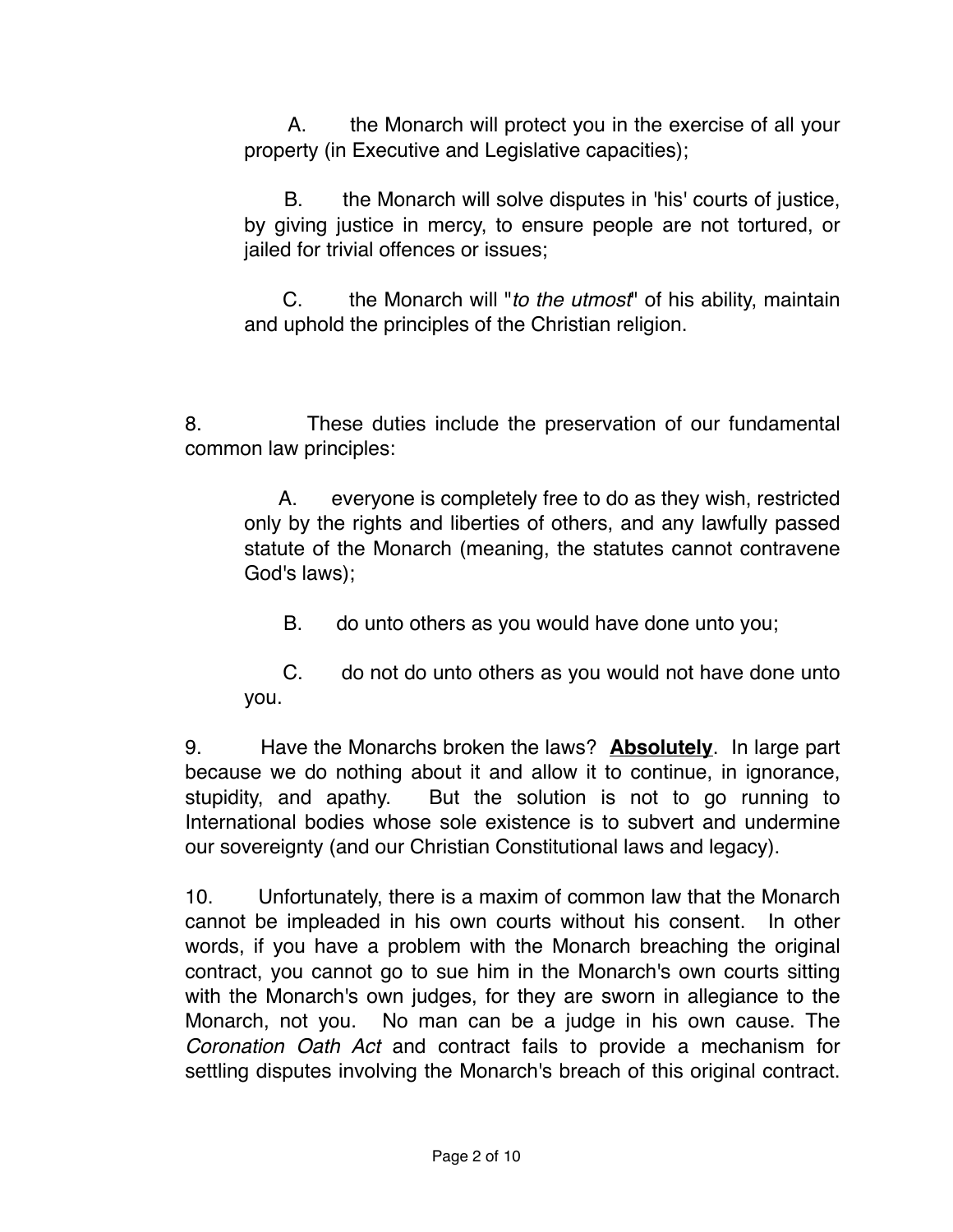A. the Monarch will protect you in the exercise of all your property (in Executive and Legislative capacities);

B. the Monarch will solve disputes in 'his' courts of justice, by giving justice in mercy, to ensure people are not tortured, or jailed for trivial offences or issues;

C. the Monarch will "*to the utmost*" of his ability, maintain and uphold the principles of the Christian religion.

8. These duties include the preservation of our fundamental common law principles:

A. everyone is completely free to do as they wish, restricted only by the rights and liberties of others, and any lawfully passed statute of the Monarch (meaning, the statutes cannot contravene God's laws);

B. do unto others as you would have done unto you;

C. do not do unto others as you would not have done unto you.

9. Have the Monarchs broken the laws? **<u>Absolutely</u>**. In large part because we do nothing about it and allow it to continue, in ignorance, stupidity, and apathy. But the solution is not to go running to International bodies whose sole existence is to subvert and undermine our sovereignty (and our Christian Constitutional laws and legacy).

10. Unfortunately, there is a maxim of common law that the Monarch cannot be impleaded in his own courts without his consent. In other words, if you have a problem with the Monarch breaching the original contract, you cannot go to sue him in the Monarch's own courts sitting with the Monarch's own judges, for they are sworn in allegiance to the Monarch, not you. No man can be a judge in his own cause. The *Coronation Oath Act* and contract fails to provide a mechanism for settling disputes involving the Monarch's breach of this original contract.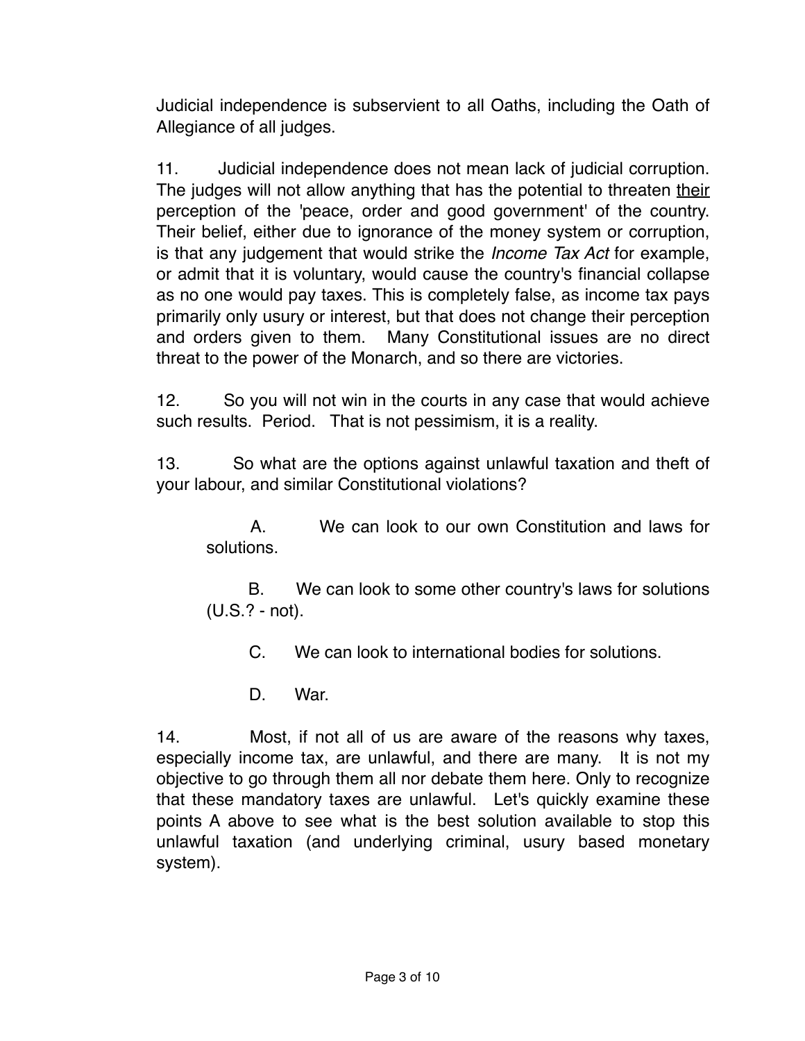Judicial independence is subservient to all Oaths, including the Oath of Allegiance of all judges.

11. Judicial independence does not mean lack of judicial corruption. The judges will not allow anything that has the potential to threaten <u>their</u> perception of the 'peace, order and good government' of the country. Their belief, either due to ignorance of the money system or corruption, is that any judgement that would strike the *Income Tax Act* for example, or admit that it is voluntary, would cause the country's financial collapse as no one would pay taxes. This is completely false, as income tax pays primarily only usury or interest, but that does not change their perception and orders given to them. Many Constitutional issues are no direct threat to the power of the Monarch, and so there are victories.

12. So you will not win in the courts in any case that would achieve such results. Period. That is not pessimism, it is a reality.

13. So what are the options against unlawful taxation and theft of your labour, and similar Constitutional violations?

> A. We can look to our own Constitution and laws for solutions.
>
> B. We can look to some other country's laws for solutions (U.S.? - not).
>
> C. We can look to international bodies for solutions.
>
> D. War.

14. Most, if not all of us are aware of the reasons why taxes, especially income tax, are unlawful, and there are many. It is not my objective to go through them all nor debate them here. Only to recognize that these mandatory taxes are unlawful. Let's quickly examine these points A above to see what is the best solution available to stop this unlawful taxation (and underlying criminal, usury based monetary system).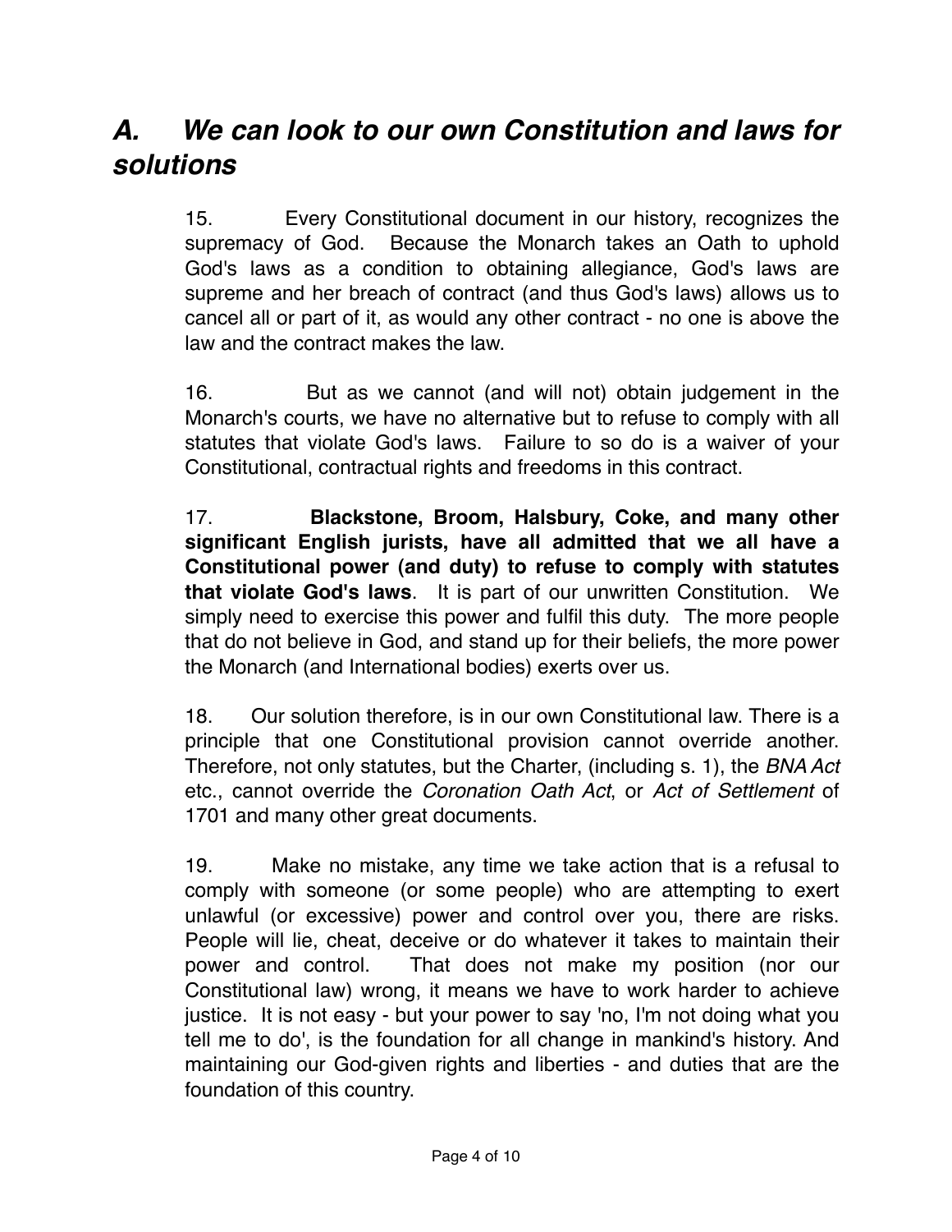## *A. We can look to our own Constitution and laws for solutions*

15. Every Constitutional document in our history, recognizes the supremacy of God. Because the Monarch takes an Oath to uphold God's laws as a condition to obtaining allegiance, God's laws are supreme and her breach of contract (and thus God's laws) allows us to cancel all or part of it, as would any other contract - no one is above the law and the contract makes the law.

16. But as we cannot (and will not) obtain judgement in the Monarch's courts, we have no alternative but to refuse to comply with all statutes that violate God's laws. Failure to so do is a waiver of your Constitutional, contractual rights and freedoms in this contract.

17. **Blackstone, Broom, Halsbury, Coke, and many other significant English jurists, have all admitted that we all have a Constitutional power (and duty) to refuse to comply with statutes that violate God's laws**. It is part of our unwritten Constitution. We simply need to exercise this power and fulfil this duty. The more people that do not believe in God, and stand up for their beliefs, the more power the Monarch (and International bodies) exerts over us.

18. Our solution therefore, is in our own Constitutional law. There is a principle that one Constitutional provision cannot override another. Therefore, not only statutes, but the Charter, (including s. 1), the *BNA Act* etc., cannot override the *Coronation Oath Act*, or *Act of Settlement* of 1701 and many other great documents.

19. Make no mistake, any time we take action that is a refusal to comply with someone (or some people) who are attempting to exert unlawful (or excessive) power and control over you, there are risks. People will lie, cheat, deceive or do whatever it takes to maintain their power and control. That does not make my position (nor our Constitutional law) wrong, it means we have to work harder to achieve justice. It is not easy - but your power to say 'no, I'm not doing what you tell me to do', is the foundation for all change in mankind's history. And maintaining our God-given rights and liberties - and duties that are the foundation of this country.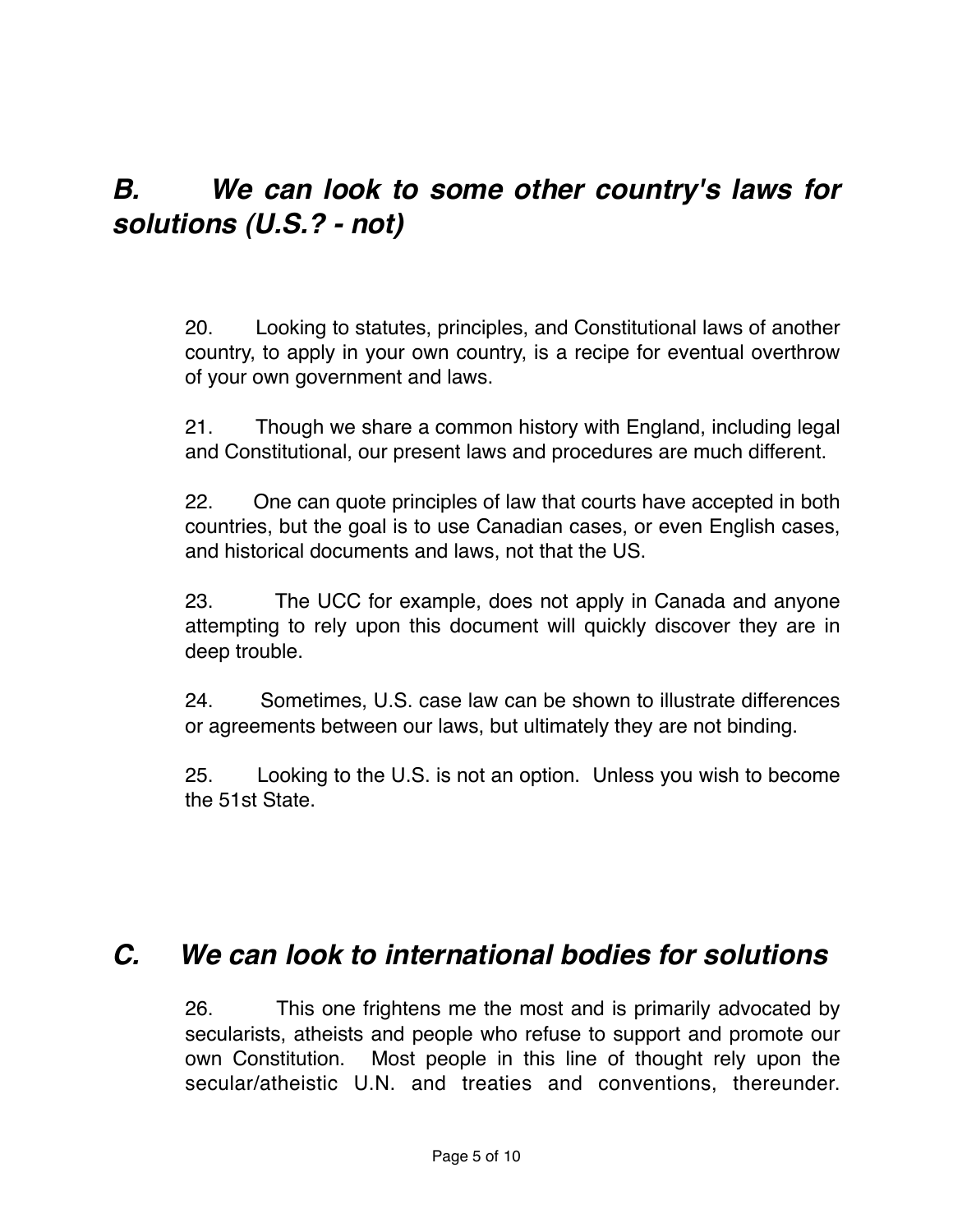## *B. We can look to some other country's laws for solutions (U.S.? - not)*

20. Looking to statutes, principles, and Constitutional laws of another country, to apply in your own country, is a recipe for eventual overthrow of your own government and laws.

21. Though we share a common history with England, including legal and Constitutional, our present laws and procedures are much different.

22. One can quote principles of law that courts have accepted in both countries, but the goal is to use Canadian cases, or even English cases, and historical documents and laws, not that the US.

23. The UCC for example, does not apply in Canada and anyone attempting to rely upon this document will quickly discover they are in deep trouble.

24. Sometimes, U.S. case law can be shown to illustrate differences or agreements between our laws, but ultimately they are not binding.

25. Looking to the U.S. is not an option. Unless you wish to become the 51st State.

## *C. We can look to international bodies for solutions*

26. This one frightens me the most and is primarily advocated by secularists, atheists and people who refuse to support and promote our own Constitution. Most people in this line of thought rely upon the secular/atheistic U.N. and treaties and conventions, thereunder.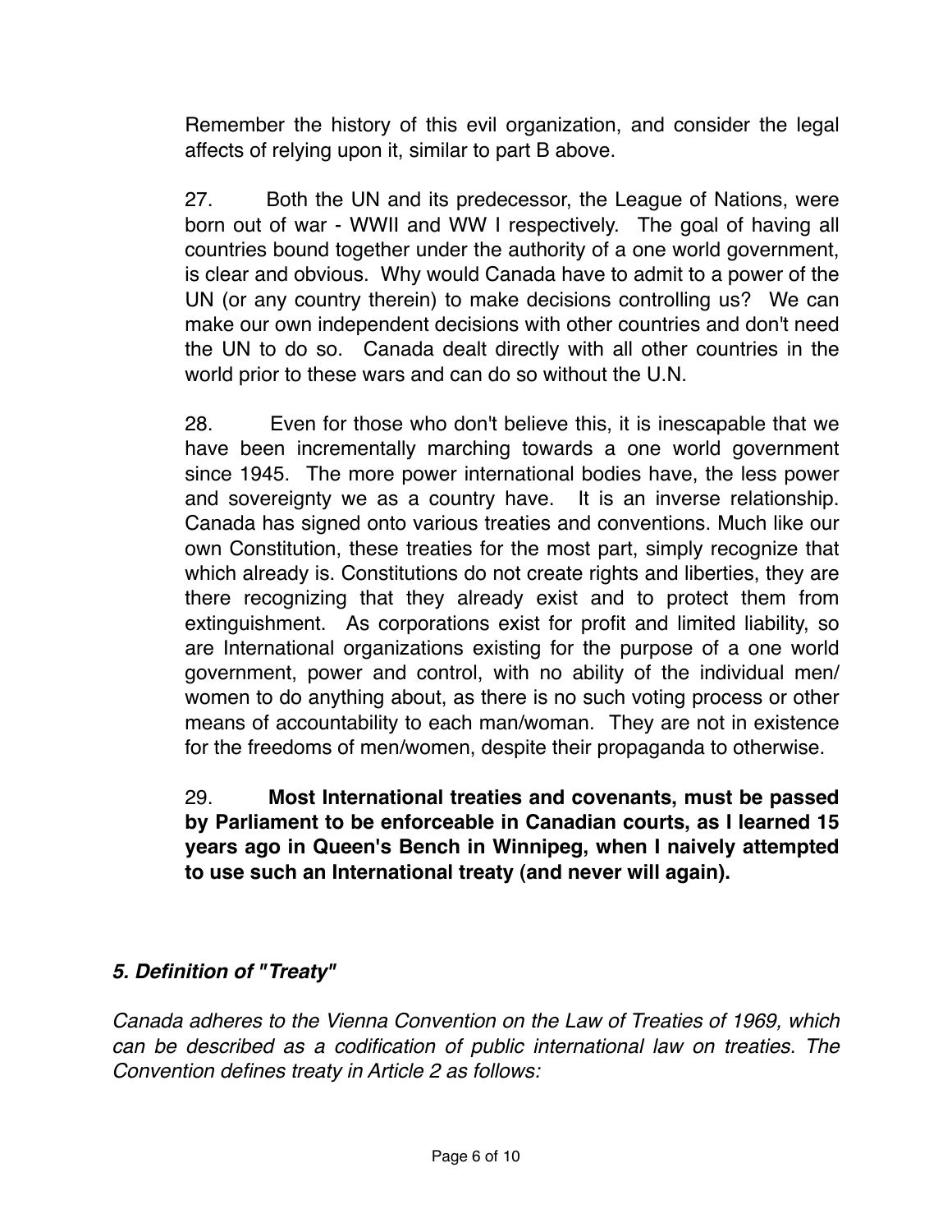Remember the history of this evil organization, and consider the legal affects of relying upon it, similar to part B above.

27. Both the UN and its predecessor, the League of Nations, were born out of war - WWII and WW I respectively. The goal of having all countries bound together under the authority of a one world government, is clear and obvious. Why would Canada have to admit to a power of the UN (or any country therein) to make decisions controlling us? We can make our own independent decisions with other countries and don't need the UN to do so. Canada dealt directly with all other countries in the world prior to these wars and can do so without the U.N.

28. Even for those who don't believe this, it is inescapable that we have been incrementally marching towards a one world government since 1945. The more power international bodies have, the less power and sovereignty we as a country have. It is an inverse relationship. Canada has signed onto various treaties and conventions. Much like our own Constitution, these treaties for the most part, simply recognize that which already is. Constitutions do not create rights and liberties, they are there recognizing that they already exist and to protect them from extinguishment. As corporations exist for profit and limited liability, so are International organizations existing for the purpose of a one world government, power and control, with no ability of the individual men/women to do anything about, as there is no such voting process or other means of accountability to each man/woman. They are not in existence for the freedoms of men/women, despite their propaganda to otherwise.

29. **Most International treaties and covenants, must be passed by Parliament to be enforceable in Canadian courts, as I learned 15 years ago in Queen's Bench in Winnipeg, when I naively attempted to use such an International treaty (and never will again).**

***5. Definition of "Treaty"***

*Canada adheres to the Vienna Convention on the Law of Treaties of 1969, which can be described as a codification of public international law on treaties. The Convention defines treaty in Article 2 as follows:*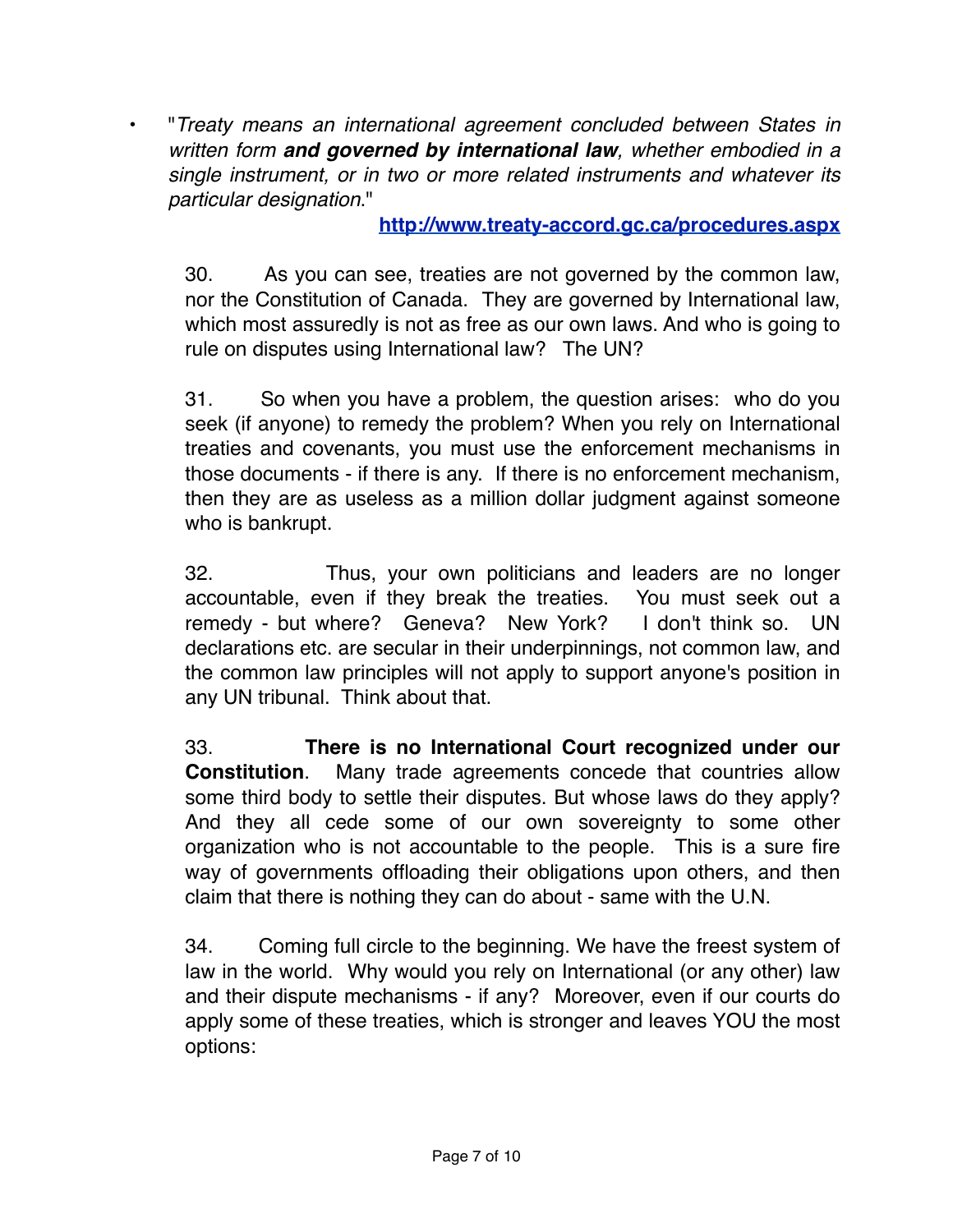- "*Treaty means an international agreement concluded between States in written form **and governed by international law**, whether embodied in a single instrument, or in two or more related instruments and whatever its particular designation*."

  **http://www.treaty-accord.gc.ca/procedures.aspx**

30. As you can see, treaties are not governed by the common law, nor the Constitution of Canada. They are governed by International law, which most assuredly is not as free as our own laws. And who is going to rule on disputes using International law? The UN?

31. So when you have a problem, the question arises: who do you seek (if anyone) to remedy the problem? When you rely on International treaties and covenants, you must use the enforcement mechanisms in those documents - if there is any. If there is no enforcement mechanism, then they are as useless as a million dollar judgment against someone who is bankrupt.

32. Thus, your own politicians and leaders are no longer accountable, even if they break the treaties. You must seek out a remedy - but where? Geneva? New York? I don't think so. UN declarations etc. are secular in their underpinnings, not common law, and the common law principles will not apply to support anyone's position in any UN tribunal. Think about that.

33. **There is no International Court recognized under our Constitution**. Many trade agreements concede that countries allow some third body to settle their disputes. But whose laws do they apply? And they all cede some of our own sovereignty to some other organization who is not accountable to the people. This is a sure fire way of governments offloading their obligations upon others, and then claim that there is nothing they can do about - same with the U.N.

34. Coming full circle to the beginning. We have the freest system of law in the world. Why would you rely on International (or any other) law and their dispute mechanisms - if any? Moreover, even if our courts do apply some of these treaties, which is stronger and leaves YOU the most options: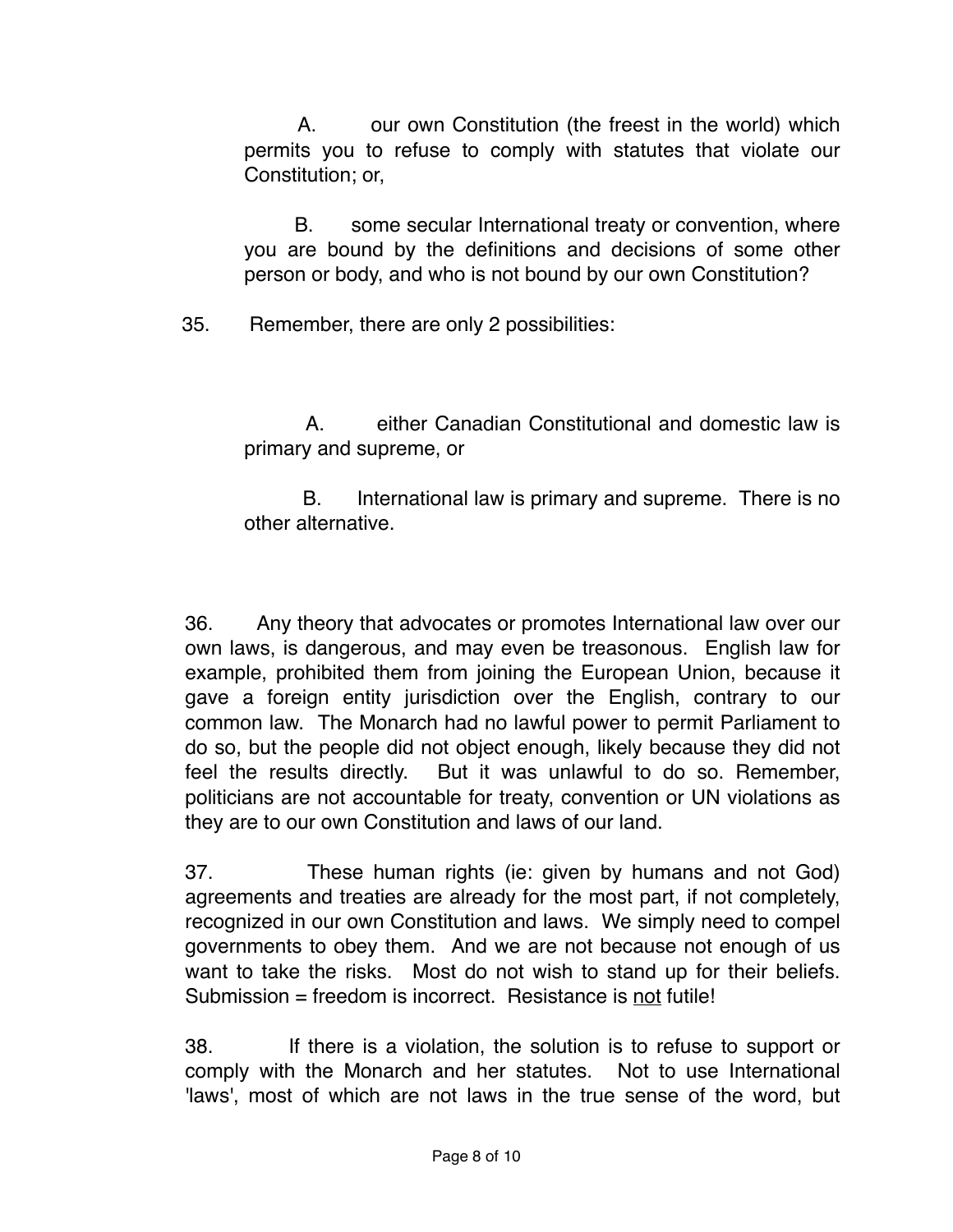A. our own Constitution (the freest in the world) which permits you to refuse to comply with statutes that violate our Constitution; or,

B. some secular International treaty or convention, where you are bound by the definitions and decisions of some other person or body, and who is not bound by our own Constitution?

35. Remember, there are only 2 possibilities:

A. either Canadian Constitutional and domestic law is primary and supreme, or

B. International law is primary and supreme. There is no other alternative.

36. Any theory that advocates or promotes International law over our own laws, is dangerous, and may even be treasonous. English law for example, prohibited them from joining the European Union, because it gave a foreign entity jurisdiction over the English, contrary to our common law. The Monarch had no lawful power to permit Parliament to do so, but the people did not object enough, likely because they did not feel the results directly. But it was unlawful to do so. Remember, politicians are not accountable for treaty, convention or UN violations as they are to our own Constitution and laws of our land.

37. These human rights (ie: given by humans and not God) agreements and treaties are already for the most part, if not completely, recognized in our own Constitution and laws. We simply need to compel governments to obey them. And we are not because not enough of us want to take the risks. Most do not wish to stand up for their beliefs. Submission = freedom is incorrect. Resistance is <u>not</u> futile!

38. If there is a violation, the solution is to refuse to support or comply with the Monarch and her statutes. Not to use International 'laws', most of which are not laws in the true sense of the word, but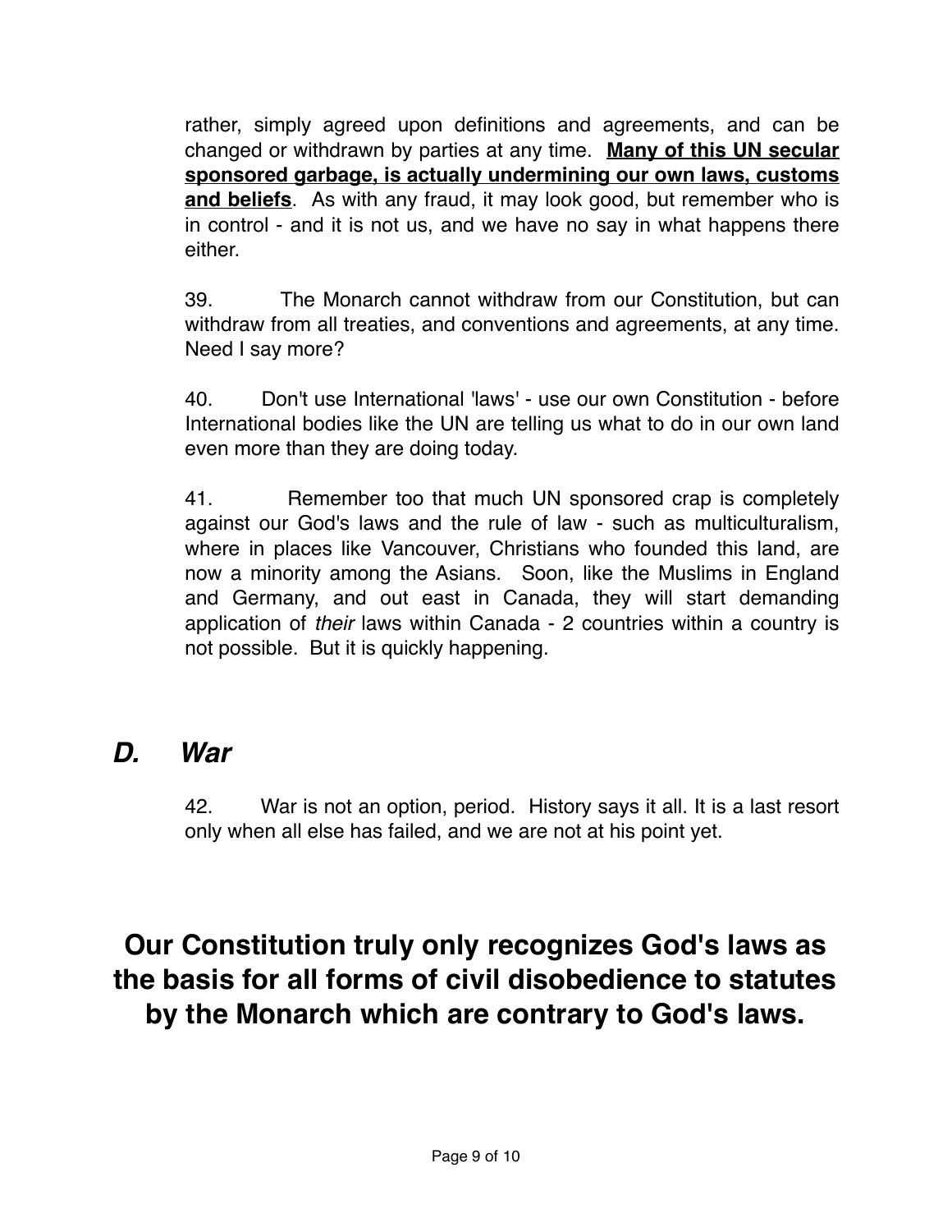rather, simply agreed upon definitions and agreements, and can be changed or withdrawn by parties at any time. **<u>Many of this UN secular sponsored garbage, is actually undermining our own laws, customs and beliefs</u>**. As with any fraud, it may look good, but remember who is in control - and it is not us, and we have no say in what happens there either.

39. The Monarch cannot withdraw from our Constitution, but can withdraw from all treaties, and conventions and agreements, at any time. Need I say more?

40. Don't use International 'laws' - use our own Constitution - before International bodies like the UN are telling us what to do in our own land even more than they are doing today.

41. Remember too that much UN sponsored crap is completely against our God's laws and the rule of law - such as multiculturalism, where in places like Vancouver, Christians who founded this land, are now a minority among the Asians. Soon, like the Muslims in England and Germany, and out east in Canada, they will start demanding application of *their* laws within Canada - 2 countries within a country is not possible. But it is quickly happening.

## *D. War*

42. War is not an option, period. History says it all. It is a last resort only when all else has failed, and we are not at his point yet.

# Our Constitution truly only recognizes God's laws as the basis for all forms of civil disobedience to statutes by the Monarch which are contrary to God's laws.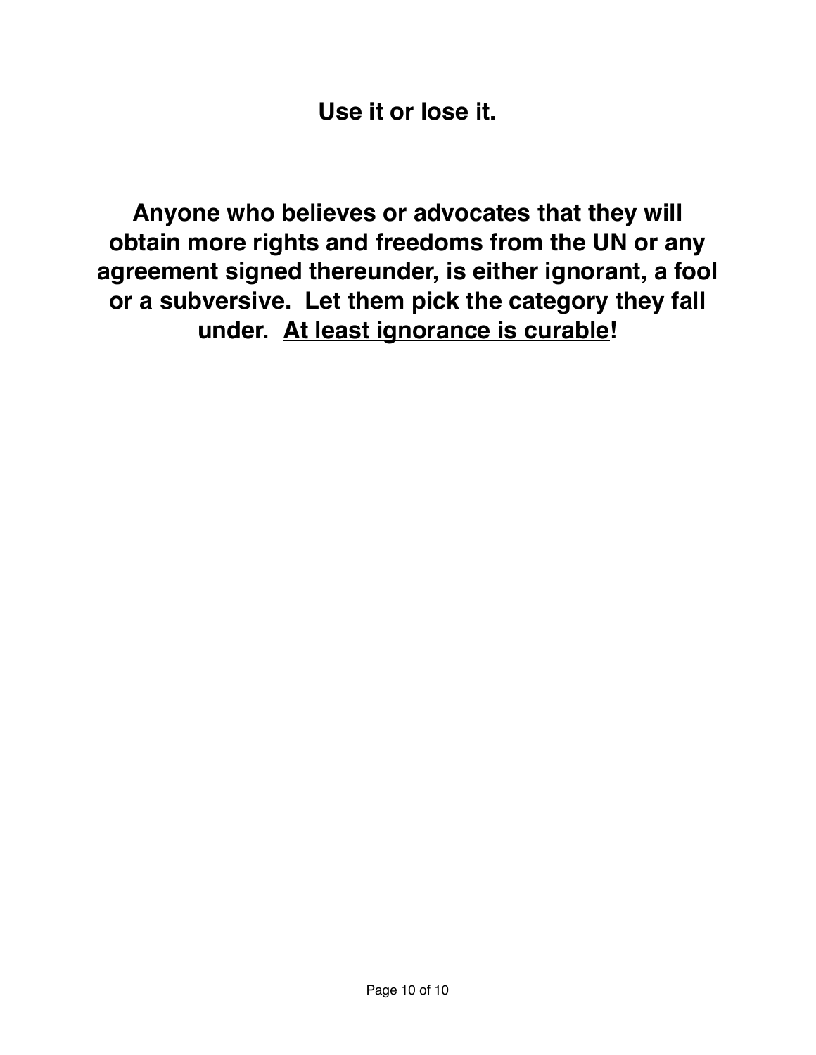**Use it or lose it.**

**Anyone who believes or advocates that they will obtain more rights and freedoms from the UN or any agreement signed thereunder, is either ignorant, a fool or a subversive. Let them pick the category they fall under. <u>At least ignorance is curable</u>!**